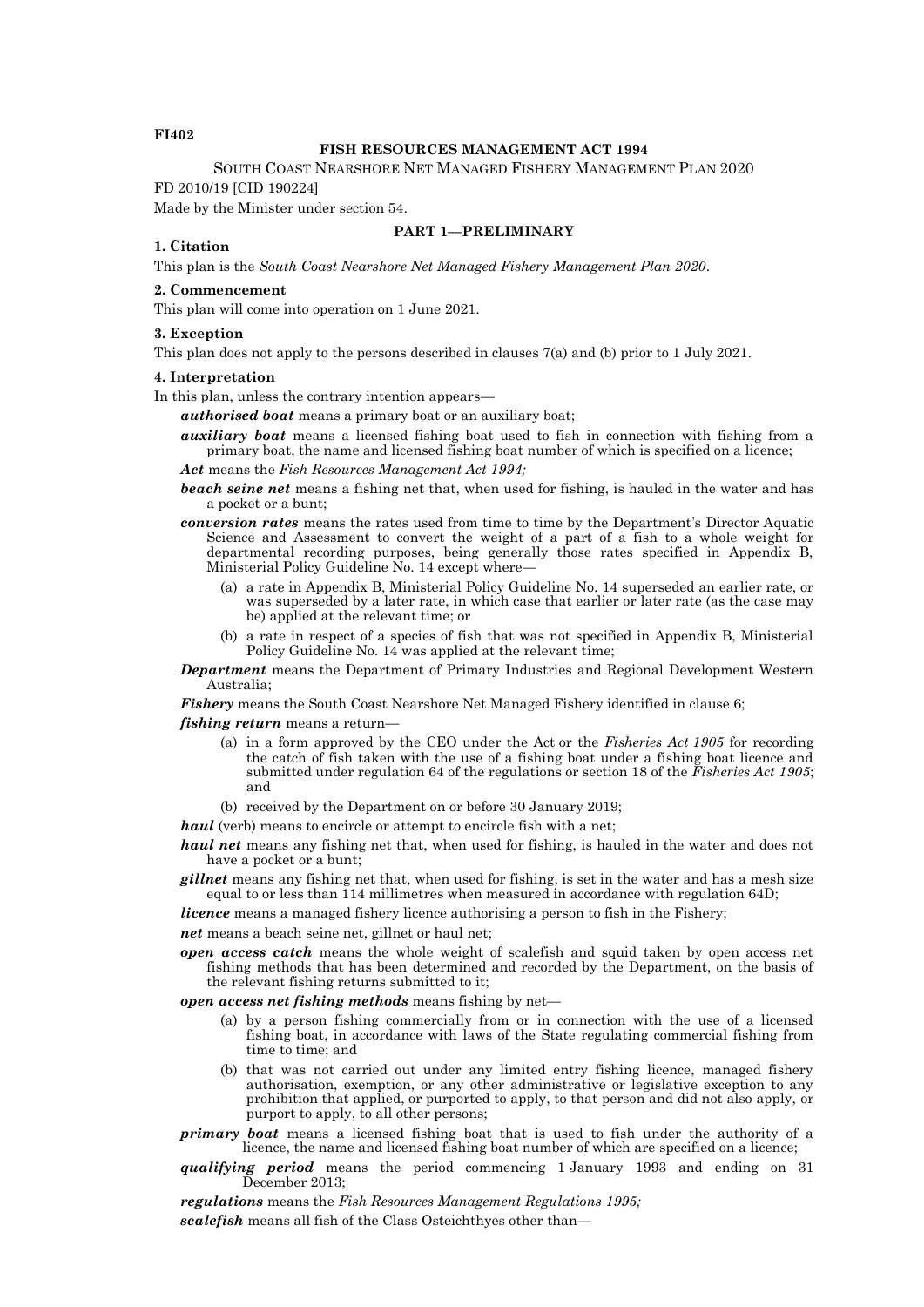**FI402**

# FISH RESOURCES MANAGEMENT ACT 1994

SOUTH COAST NEARSHORE NET MANAGED FISHERY MANAGEMENT PLAN 2020

FD 2010/19 [CID 190224]

Made by the Minister under section 54.

## PART 1—PRELIMINARY

### 1. Citation

This plan is the *South Coast Nearshore Net Managed Fishery Management Plan 2020*.

### 2. Commencement

This plan will come into operation on 1 June 2021.

### 3. Exception

This plan does not apply to the persons described in clauses 7(a) and (b) prior to 1 July 2021.

### 4. Interpretation

In this plan, unless the contrary intention appears—

***authorised boat*** means a primary boat or an auxiliary boat;

***auxiliary boat*** means a licensed fishing boat used to fish in connection with fishing from a primary boat, the name and licensed fishing boat number of which is specified on a licence;

***Act*** means the *Fish Resources Management Act 1994;*

***beach seine net*** means a fishing net that, when used for fishing, is hauled in the water and has a pocket or a bunt;

***conversion rates*** means the rates used from time to time by the Department's Director Aquatic Science and Assessment to convert the weight of a part of a fish to a whole weight for departmental recording purposes, being generally those rates specified in Appendix B, Ministerial Policy Guideline No. 14 except where—

- (a) a rate in Appendix B, Ministerial Policy Guideline No. 14 superseded an earlier rate, or was superseded by a later rate, in which case that earlier or later rate (as the case may be) applied at the relevant time; or
- (b) a rate in respect of a species of fish that was not specified in Appendix B, Ministerial Policy Guideline No. 14 was applied at the relevant time;

***Department*** means the Department of Primary Industries and Regional Development Western Australia;

***Fishery*** means the South Coast Nearshore Net Managed Fishery identified in clause 6;

***fishing return*** means a return—

- (a) in a form approved by the CEO under the Act or the *Fisheries Act 1905* for recording the catch of fish taken with the use of a fishing boat under a fishing boat licence and submitted under regulation 64 of the regulations or section 18 of the *Fisheries Act 1905*; and
- (b) received by the Department on or before 30 January 2019;

***haul*** (verb) means to encircle or attempt to encircle fish with a net;

***haul net*** means any fishing net that, when used for fishing, is hauled in the water and does not have a pocket or a bunt;

***gillnet*** means any fishing net that, when used for fishing, is set in the water and has a mesh size equal to or less than 114 millimetres when measured in accordance with regulation 64D;

***licence*** means a managed fishery licence authorising a person to fish in the Fishery;

***net*** means a beach seine net, gillnet or haul net;

***open access catch*** means the whole weight of scalefish and squid taken by open access net fishing methods that has been determined and recorded by the Department, on the basis of the relevant fishing returns submitted to it;

***open access net fishing methods*** means fishing by net—

- (a) by a person fishing commercially from or in connection with the use of a licensed fishing boat, in accordance with laws of the State regulating commercial fishing from time to time; and
- (b) that was not carried out under any limited entry fishing licence, managed fishery authorisation, exemption, or any other administrative or legislative exception to any prohibition that applied, or purported to apply, to that person and did not also apply, or purport to apply, to all other persons;

***primary boat*** means a licensed fishing boat that is used to fish under the authority of a licence, the name and licensed fishing boat number of which are specified on a licence;

***qualifying period*** means the period commencing 1 January 1993 and ending on 31 December 2013;

***regulations*** means the *Fish Resources Management Regulations 1995;*

***scalefish*** means all fish of the Class Osteichthyes other than—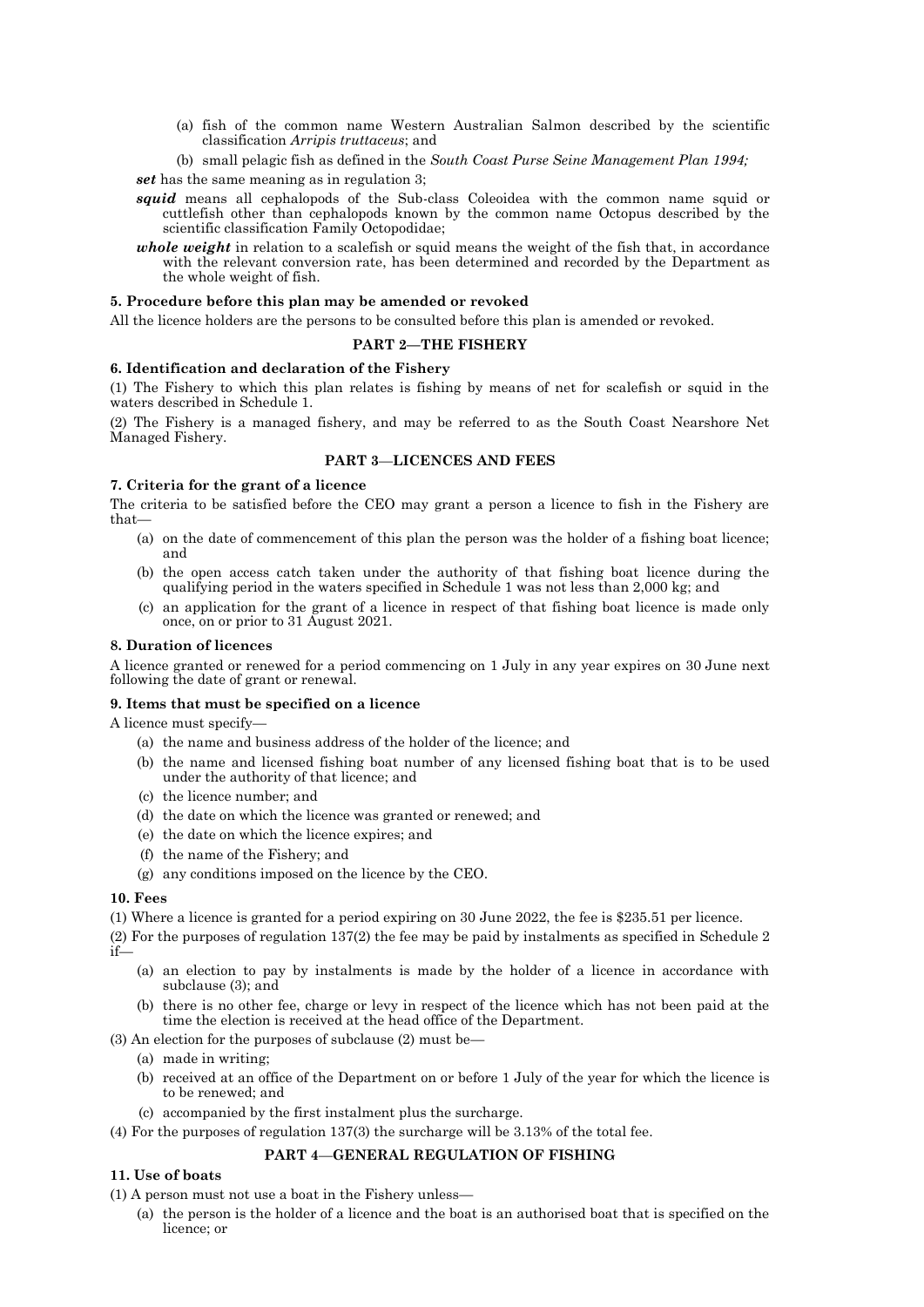(a) fish of the common name Western Australian Salmon described by the scientific classification *Arripis truttaceus*; and

(b) small pelagic fish as defined in the *South Coast Purse Seine Management Plan 1994;*

***set*** has the same meaning as in regulation 3;

***squid*** means all cephalopods of the Sub-class Coleoidea with the common name squid or cuttlefish other than cephalopods known by the common name Octopus described by the scientific classification Family Octopodidae;

***whole weight*** in relation to a scalefish or squid means the weight of the fish that, in accordance with the relevant conversion rate, has been determined and recorded by the Department as the whole weight of fish.

**5. Procedure before this plan may be amended or revoked**

All the licence holders are the persons to be consulted before this plan is amended or revoked.

## PART 2—THE FISHERY

**6. Identification and declaration of the Fishery**

(1) The Fishery to which this plan relates is fishing by means of net for scalefish or squid in the waters described in Schedule 1.

(2) The Fishery is a managed fishery, and may be referred to as the South Coast Nearshore Net Managed Fishery.

## PART 3—LICENCES AND FEES

**7. Criteria for the grant of a licence**

The criteria to be satisfied before the CEO may grant a person a licence to fish in the Fishery are that—

(a) on the date of commencement of this plan the person was the holder of a fishing boat licence; and

(b) the open access catch taken under the authority of that fishing boat licence during the qualifying period in the waters specified in Schedule 1 was not less than 2,000 kg; and

(c) an application for the grant of a licence in respect of that fishing boat licence is made only once, on or prior to 31 August 2021.

**8. Duration of licences**

A licence granted or renewed for a period commencing on 1 July in any year expires on 30 June next following the date of grant or renewal.

**9. Items that must be specified on a licence**

A licence must specify—

(a) the name and business address of the holder of the licence; and

(b) the name and licensed fishing boat number of any licensed fishing boat that is to be used under the authority of that licence; and

(c) the licence number; and

(d) the date on which the licence was granted or renewed; and

(e) the date on which the licence expires; and

(f) the name of the Fishery; and

(g) any conditions imposed on the licence by the CEO.

**10. Fees**

(1) Where a licence is granted for a period expiring on 30 June 2022, the fee is $235.51 per licence.

(2) For the purposes of regulation 137(2) the fee may be paid by instalments as specified in Schedule 2 if—

(a) an election to pay by instalments is made by the holder of a licence in accordance with subclause (3); and

(b) there is no other fee, charge or levy in respect of the licence which has not been paid at the time the election is received at the head office of the Department.

(3) An election for the purposes of subclause (2) must be—

(a) made in writing;

(b) received at an office of the Department on or before 1 July of the year for which the licence is to be renewed; and

(c) accompanied by the first instalment plus the surcharge.

(4) For the purposes of regulation 137(3) the surcharge will be 3.13% of the total fee.

## PART 4—GENERAL REGULATION OF FISHING

**11. Use of boats**

(1) A person must not use a boat in the Fishery unless—

(a) the person is the holder of a licence and the boat is an authorised boat that is specified on the licence; or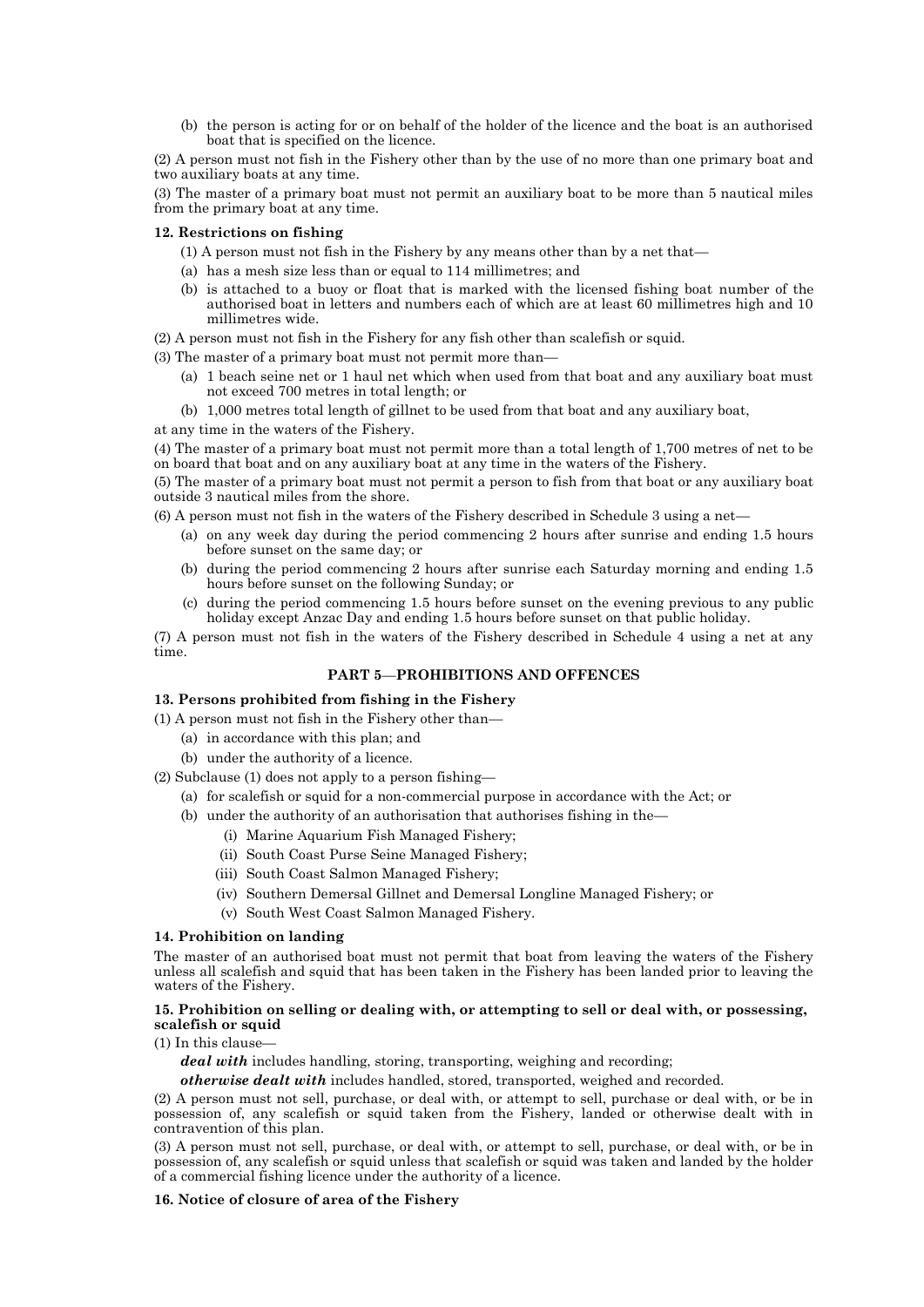(b) the person is acting for or on behalf of the holder of the licence and the boat is an authorised boat that is specified on the licence.

(2) A person must not fish in the Fishery other than by the use of no more than one primary boat and two auxiliary boats at any time.

(3) The master of a primary boat must not permit an auxiliary boat to be more than 5 nautical miles from the primary boat at any time.

#### 12. Restrictions on fishing

(1) A person must not fish in the Fishery by any means other than by a net that—

(a) has a mesh size less than or equal to 114 millimetres; and

(b) is attached to a buoy or float that is marked with the licensed fishing boat number of the authorised boat in letters and numbers each of which are at least 60 millimetres high and 10 millimetres wide.

(2) A person must not fish in the Fishery for any fish other than scalefish or squid.

(3) The master of a primary boat must not permit more than—

(a) 1 beach seine net or 1 haul net which when used from that boat and any auxiliary boat must not exceed 700 metres in total length; or

(b) 1,000 metres total length of gillnet to be used from that boat and any auxiliary boat,

at any time in the waters of the Fishery.

(4) The master of a primary boat must not permit more than a total length of 1,700 metres of net to be on board that boat and on any auxiliary boat at any time in the waters of the Fishery.

(5) The master of a primary boat must not permit a person to fish from that boat or any auxiliary boat outside 3 nautical miles from the shore.

(6) A person must not fish in the waters of the Fishery described in Schedule 3 using a net—

(a) on any week day during the period commencing 2 hours after sunrise and ending 1.5 hours before sunset on the same day; or

(b) during the period commencing 2 hours after sunrise each Saturday morning and ending 1.5 hours before sunset on the following Sunday; or

(c) during the period commencing 1.5 hours before sunset on the evening previous to any public holiday except Anzac Day and ending 1.5 hours before sunset on that public holiday.

(7) A person must not fish in the waters of the Fishery described in Schedule 4 using a net at any time.

### PART 5—PROHIBITIONS AND OFFENCES

#### 13. Persons prohibited from fishing in the Fishery

(1) A person must not fish in the Fishery other than—

(a) in accordance with this plan; and

(b) under the authority of a licence.

(2) Subclause (1) does not apply to a person fishing—

(a) for scalefish or squid for a non-commercial purpose in accordance with the Act; or

(b) under the authority of an authorisation that authorises fishing in the—

(i) Marine Aquarium Fish Managed Fishery;

(ii) South Coast Purse Seine Managed Fishery;

(iii) South Coast Salmon Managed Fishery;

(iv) Southern Demersal Gillnet and Demersal Longline Managed Fishery; or

(v) South West Coast Salmon Managed Fishery.

#### 14. Prohibition on landing

The master of an authorised boat must not permit that boat from leaving the waters of the Fishery unless all scalefish and squid that has been taken in the Fishery has been landed prior to leaving the waters of the Fishery.

#### 15. Prohibition on selling or dealing with, or attempting to sell or deal with, or possessing, scalefish or squid

(1) In this clause—

***deal with*** includes handling, storing, transporting, weighing and recording;

***otherwise dealt with*** includes handled, stored, transported, weighed and recorded.

(2) A person must not sell, purchase, or deal with, or attempt to sell, purchase or deal with, or be in possession of, any scalefish or squid taken from the Fishery, landed or otherwise dealt with in contravention of this plan.

(3) A person must not sell, purchase, or deal with, or attempt to sell, purchase, or deal with, or be in possession of, any scalefish or squid unless that scalefish or squid was taken and landed by the holder of a commercial fishing licence under the authority of a licence.

#### 16. Notice of closure of area of the Fishery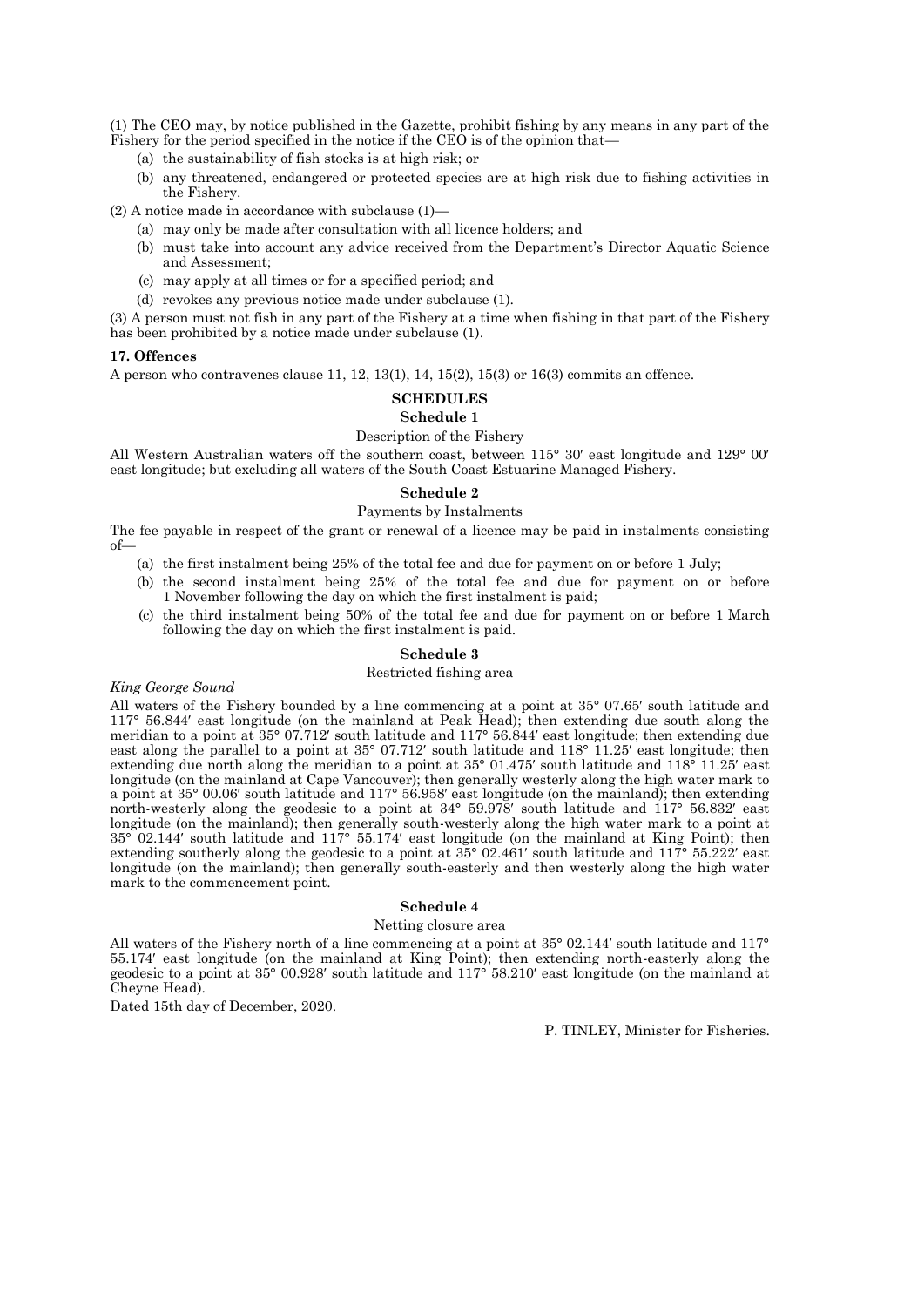(1) The CEO may, by notice published in the Gazette, prohibit fishing by any means in any part of the Fishery for the period specified in the notice if the CEO is of the opinion that—

- (a) the sustainability of fish stocks is at high risk; or
- (b) any threatened, endangered or protected species are at high risk due to fishing activities in the Fishery.

(2) A notice made in accordance with subclause (1)—

- (a) may only be made after consultation with all licence holders; and
- (b) must take into account any advice received from the Department's Director Aquatic Science and Assessment;
- (c) may apply at all times or for a specified period; and
- (d) revokes any previous notice made under subclause (1).

(3) A person must not fish in any part of the Fishery at a time when fishing in that part of the Fishery has been prohibited by a notice made under subclause (1).

**17. Offences**

A person who contravenes clause 11, 12, 13(1), 14, 15(2), 15(3) or 16(3) commits an offence.

## SCHEDULES

### Schedule 1

Description of the Fishery

All Western Australian waters off the southern coast, between 115° 30′ east longitude and 129° 00′ east longitude; but excluding all waters of the South Coast Estuarine Managed Fishery.

### Schedule 2

Payments by Instalments

The fee payable in respect of the grant or renewal of a licence may be paid in instalments consisting of—

- (a) the first instalment being 25% of the total fee and due for payment on or before 1 July;
- (b) the second instalment being 25% of the total fee and due for payment on or before 1 November following the day on which the first instalment is paid;
- (c) the third instalment being 50% of the total fee and due for payment on or before 1 March following the day on which the first instalment is paid.

### Schedule 3

Restricted fishing area

*King George Sound*

All waters of the Fishery bounded by a line commencing at a point at 35° 07.65′ south latitude and 117° 56.844′ east longitude (on the mainland at Peak Head); then extending due south along the meridian to a point at 35° 07.712′ south latitude and 117° 56.844′ east longitude; then extending due east along the parallel to a point at 35° 07.712′ south latitude and 118° 11.25′ east longitude; then extending due north along the meridian to a point at 35° 01.475′ south latitude and 118° 11.25′ east longitude (on the mainland at Cape Vancouver); then generally westerly along the high water mark to a point at 35° 00.06′ south latitude and 117° 56.958′ east longitude (on the mainland); then extending north-westerly along the geodesic to a point at 34° 59.978′ south latitude and 117° 56.832′ east longitude (on the mainland); then generally south-westerly along the high water mark to a point at 35° 02.144′ south latitude and 117° 55.174′ east longitude (on the mainland at King Point); then extending southerly along the geodesic to a point at 35° 02.461′ south latitude and 117° 55.222′ east longitude (on the mainland); then generally south-easterly and then westerly along the high water mark to the commencement point.

### Schedule 4

Netting closure area

All waters of the Fishery north of a line commencing at a point at 35° 02.144′ south latitude and 117° 55.174′ east longitude (on the mainland at King Point); then extending north-easterly along the geodesic to a point at 35° 00.928′ south latitude and 117° 58.210′ east longitude (on the mainland at Cheyne Head).

Dated 15th day of December, 2020.

P. TINLEY, Minister for Fisheries.